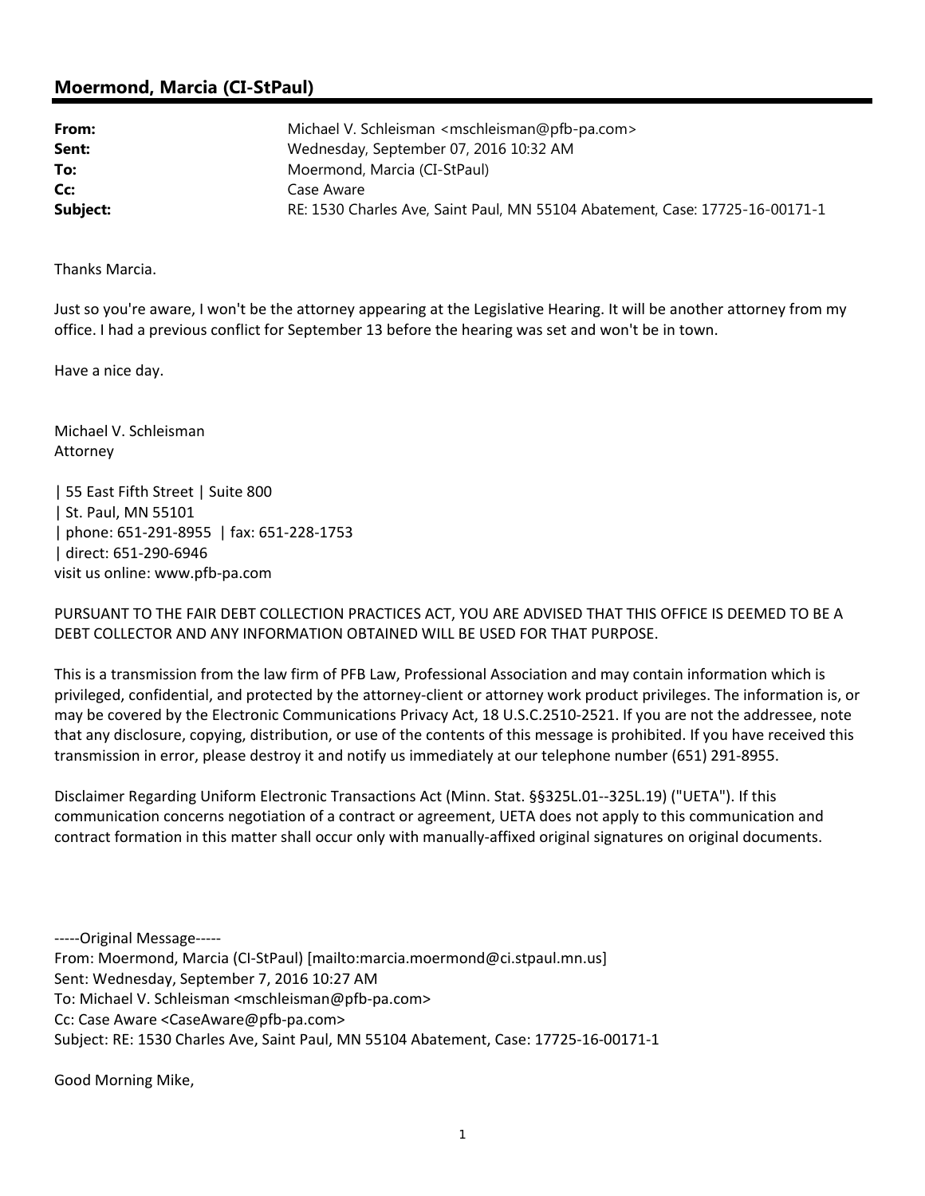## Moermond, Marcia (CI-StPaul)

| | |
|---|---|
| **From:** | Michael V. Schleisman <mschleisman@pfb-pa.com> |
| **Sent:** | Wednesday, September 07, 2016 10:32 AM |
| **To:** | Moermond, Marcia (CI-StPaul) |
| **Cc:** | Case Aware |
| **Subject:** | RE: 1530 Charles Ave, Saint Paul, MN 55104 Abatement, Case: 17725-16-00171-1 |

Thanks Marcia.

Just so you're aware, I won't be the attorney appearing at the Legislative Hearing. It will be another attorney from my office. I had a previous conflict for September 13 before the hearing was set and won't be in town.

Have a nice day.

Michael V. Schleisman
Attorney

| 55 East Fifth Street | Suite 800
| St. Paul, MN 55101
| phone: 651-291-8955 | fax: 651-228-1753
| direct: 651-290-6946
visit us online: www.pfb-pa.com

PURSUANT TO THE FAIR DEBT COLLECTION PRACTICES ACT, YOU ARE ADVISED THAT THIS OFFICE IS DEEMED TO BE A DEBT COLLECTOR AND ANY INFORMATION OBTAINED WILL BE USED FOR THAT PURPOSE.

This is a transmission from the law firm of PFB Law, Professional Association and may contain information which is privileged, confidential, and protected by the attorney-client or attorney work product privileges. The information is, or may be covered by the Electronic Communications Privacy Act, 18 U.S.C.2510-2521. If you are not the addressee, note that any disclosure, copying, distribution, or use of the contents of this message is prohibited. If you have received this transmission in error, please destroy it and notify us immediately at our telephone number (651) 291-8955.

Disclaimer Regarding Uniform Electronic Transactions Act (Minn. Stat. §§325L.01--325L.19) ("UETA"). If this communication concerns negotiation of a contract or agreement, UETA does not apply to this communication and contract formation in this matter shall occur only with manually-affixed original signatures on original documents.

-----Original Message-----
From: Moermond, Marcia (CI-StPaul) [mailto:marcia.moermond@ci.stpaul.mn.us]
Sent: Wednesday, September 7, 2016 10:27 AM
To: Michael V. Schleisman <mschleisman@pfb-pa.com>
Cc: Case Aware <CaseAware@pfb-pa.com>
Subject: RE: 1530 Charles Ave, Saint Paul, MN 55104 Abatement, Case: 17725-16-00171-1

Good Morning Mike,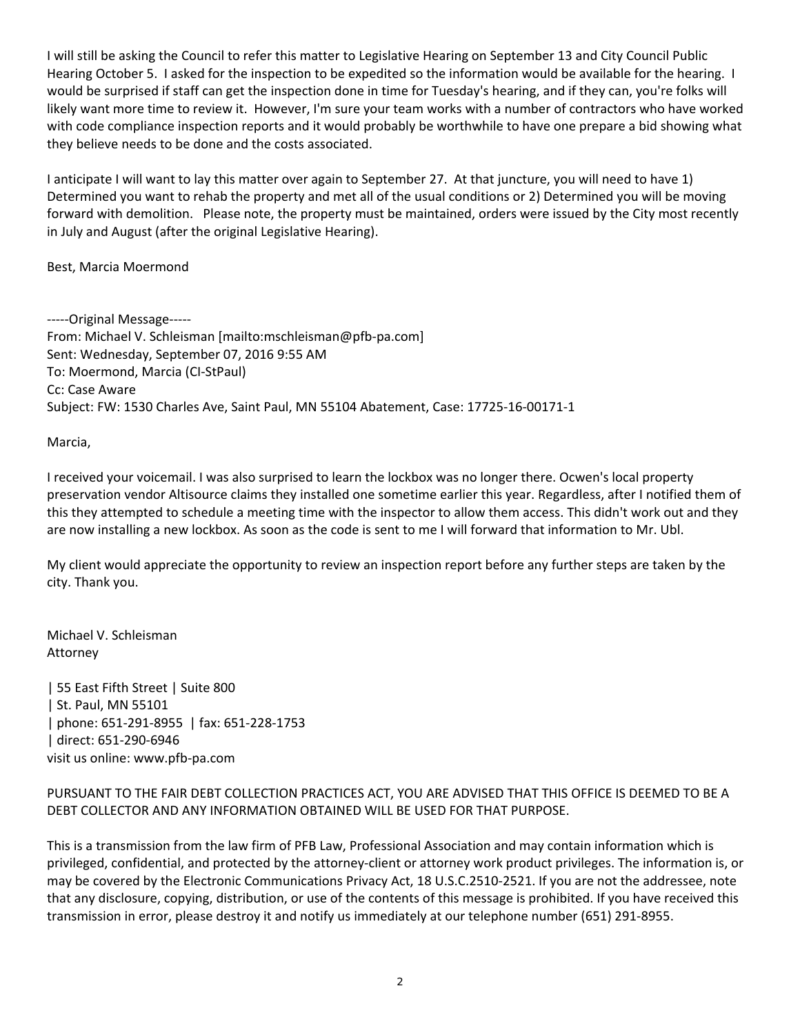I will still be asking the Council to refer this matter to Legislative Hearing on September 13 and City Council Public Hearing October 5. I asked for the inspection to be expedited so the information would be available for the hearing. I would be surprised if staff can get the inspection done in time for Tuesday's hearing, and if they can, you're folks will likely want more time to review it. However, I'm sure your team works with a number of contractors who have worked with code compliance inspection reports and it would probably be worthwhile to have one prepare a bid showing what they believe needs to be done and the costs associated.

I anticipate I will want to lay this matter over again to September 27. At that juncture, you will need to have 1) Determined you want to rehab the property and met all of the usual conditions or 2) Determined you will be moving forward with demolition. Please note, the property must be maintained, orders were issued by the City most recently in July and August (after the original Legislative Hearing).

Best, Marcia Moermond

-----Original Message-----
From: Michael V. Schleisman [mailto:mschleisman@pfb-pa.com]
Sent: Wednesday, September 07, 2016 9:55 AM
To: Moermond, Marcia (CI-StPaul)
Cc: Case Aware
Subject: FW: 1530 Charles Ave, Saint Paul, MN 55104 Abatement, Case: 17725-16-00171-1

Marcia,

I received your voicemail. I was also surprised to learn the lockbox was no longer there. Ocwen's local property preservation vendor Altisource claims they installed one sometime earlier this year. Regardless, after I notified them of this they attempted to schedule a meeting time with the inspector to allow them access. This didn't work out and they are now installing a new lockbox. As soon as the code is sent to me I will forward that information to Mr. Ubl.

My client would appreciate the opportunity to review an inspection report before any further steps are taken by the city. Thank you.

Michael V. Schleisman
Attorney

| 55 East Fifth Street | Suite 800
| St. Paul, MN 55101
| phone: 651-291-8955 | fax: 651-228-1753
| direct: 651-290-6946
visit us online: www.pfb-pa.com

PURSUANT TO THE FAIR DEBT COLLECTION PRACTICES ACT, YOU ARE ADVISED THAT THIS OFFICE IS DEEMED TO BE A DEBT COLLECTOR AND ANY INFORMATION OBTAINED WILL BE USED FOR THAT PURPOSE.

This is a transmission from the law firm of PFB Law, Professional Association and may contain information which is privileged, confidential, and protected by the attorney-client or attorney work product privileges. The information is, or may be covered by the Electronic Communications Privacy Act, 18 U.S.C.2510-2521. If you are not the addressee, note that any disclosure, copying, distribution, or use of the contents of this message is prohibited. If you have received this transmission in error, please destroy it and notify us immediately at our telephone number (651) 291-8955.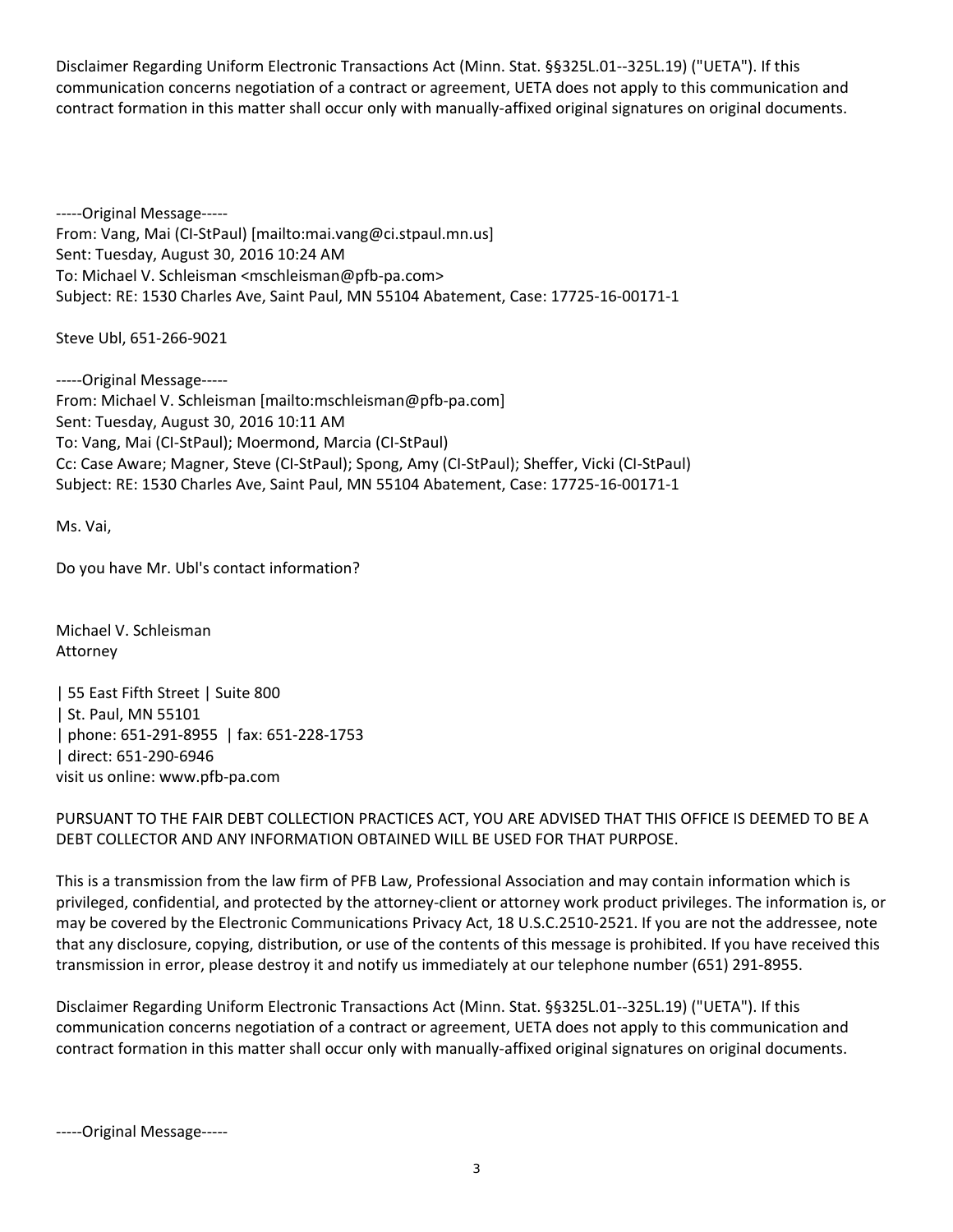Disclaimer Regarding Uniform Electronic Transactions Act (Minn. Stat. §§325L.01--325L.19) ("UETA"). If this communication concerns negotiation of a contract or agreement, UETA does not apply to this communication and contract formation in this matter shall occur only with manually-affixed original signatures on original documents.

-----Original Message-----
From: Vang, Mai (CI-StPaul) [mailto:mai.vang@ci.stpaul.mn.us]
Sent: Tuesday, August 30, 2016 10:24 AM
To: Michael V. Schleisman <mschleisman@pfb-pa.com>
Subject: RE: 1530 Charles Ave, Saint Paul, MN 55104 Abatement, Case: 17725-16-00171-1

Steve Ubl, 651-266-9021

-----Original Message-----
From: Michael V. Schleisman [mailto:mschleisman@pfb-pa.com]
Sent: Tuesday, August 30, 2016 10:11 AM
To: Vang, Mai (CI-StPaul); Moermond, Marcia (CI-StPaul)
Cc: Case Aware; Magner, Steve (CI-StPaul); Spong, Amy (CI-StPaul); Sheffer, Vicki (CI-StPaul)
Subject: RE: 1530 Charles Ave, Saint Paul, MN 55104 Abatement, Case: 17725-16-00171-1

Ms. Vai,

Do you have Mr. Ubl's contact information?

Michael V. Schleisman
Attorney

| 55 East Fifth Street | Suite 800
| St. Paul, MN 55101
| phone: 651-291-8955 | fax: 651-228-1753
| direct: 651-290-6946
visit us online: www.pfb-pa.com

PURSUANT TO THE FAIR DEBT COLLECTION PRACTICES ACT, YOU ARE ADVISED THAT THIS OFFICE IS DEEMED TO BE A DEBT COLLECTOR AND ANY INFORMATION OBTAINED WILL BE USED FOR THAT PURPOSE.

This is a transmission from the law firm of PFB Law, Professional Association and may contain information which is privileged, confidential, and protected by the attorney-client or attorney work product privileges. The information is, or may be covered by the Electronic Communications Privacy Act, 18 U.S.C.2510-2521. If you are not the addressee, note that any disclosure, copying, distribution, or use of the contents of this message is prohibited. If you have received this transmission in error, please destroy it and notify us immediately at our telephone number (651) 291-8955.

Disclaimer Regarding Uniform Electronic Transactions Act (Minn. Stat. §§325L.01--325L.19) ("UETA"). If this communication concerns negotiation of a contract or agreement, UETA does not apply to this communication and contract formation in this matter shall occur only with manually-affixed original signatures on original documents.

-----Original Message-----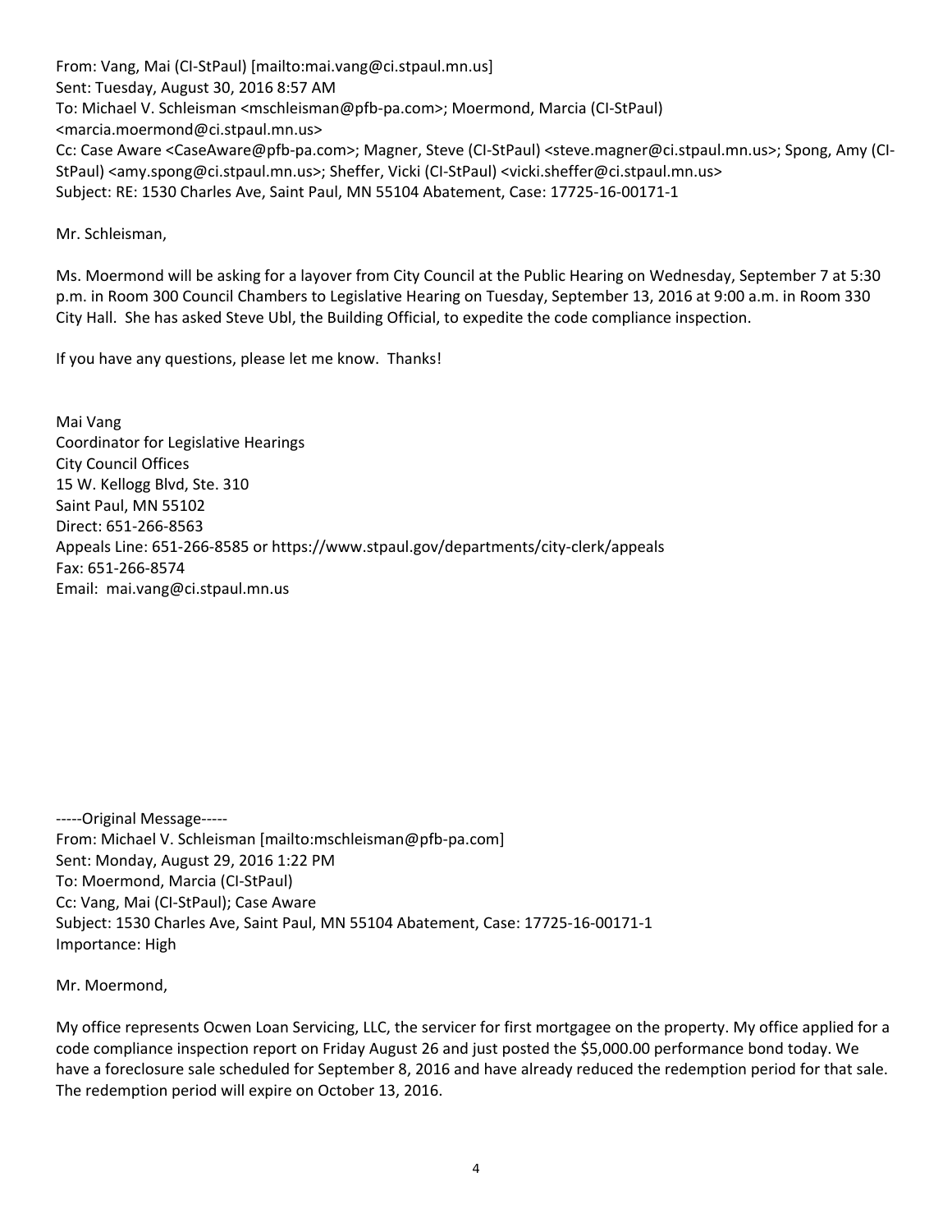From: Vang, Mai (CI-StPaul) [mailto:mai.vang@ci.stpaul.mn.us]
Sent: Tuesday, August 30, 2016 8:57 AM
To: Michael V. Schleisman <mschleisman@pfb-pa.com>; Moermond, Marcia (CI-StPaul) <marcia.moermond@ci.stpaul.mn.us>
Cc: Case Aware <CaseAware@pfb-pa.com>; Magner, Steve (CI-StPaul) <steve.magner@ci.stpaul.mn.us>; Spong, Amy (CI-StPaul) <amy.spong@ci.stpaul.mn.us>; Sheffer, Vicki (CI-StPaul) <vicki.sheffer@ci.stpaul.mn.us>
Subject: RE: 1530 Charles Ave, Saint Paul, MN 55104 Abatement, Case: 17725-16-00171-1

Mr. Schleisman,

Ms. Moermond will be asking for a layover from City Council at the Public Hearing on Wednesday, September 7 at 5:30 p.m. in Room 300 Council Chambers to Legislative Hearing on Tuesday, September 13, 2016 at 9:00 a.m. in Room 330 City Hall. She has asked Steve Ubl, the Building Official, to expedite the code compliance inspection.

If you have any questions, please let me know. Thanks!

Mai Vang
Coordinator for Legislative Hearings
City Council Offices
15 W. Kellogg Blvd, Ste. 310
Saint Paul, MN 55102
Direct: 651-266-8563
Appeals Line: 651-266-8585 or https://www.stpaul.gov/departments/city-clerk/appeals
Fax: 651-266-8574
Email: mai.vang@ci.stpaul.mn.us

-----Original Message-----
From: Michael V. Schleisman [mailto:mschleisman@pfb-pa.com]
Sent: Monday, August 29, 2016 1:22 PM
To: Moermond, Marcia (CI-StPaul)
Cc: Vang, Mai (CI-StPaul); Case Aware
Subject: 1530 Charles Ave, Saint Paul, MN 55104 Abatement, Case: 17725-16-00171-1
Importance: High

Mr. Moermond,

My office represents Ocwen Loan Servicing, LLC, the servicer for first mortgagee on the property. My office applied for a code compliance inspection report on Friday August 26 and just posted the $5,000.00 performance bond today. We have a foreclosure sale scheduled for September 8, 2016 and have already reduced the redemption period for that sale. The redemption period will expire on October 13, 2016.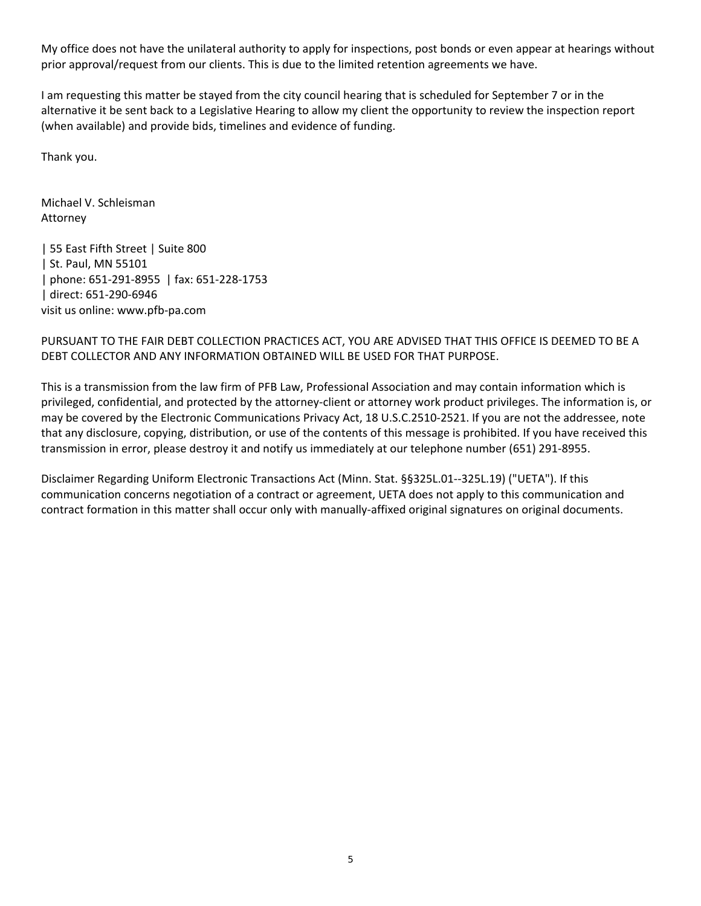My office does not have the unilateral authority to apply for inspections, post bonds or even appear at hearings without prior approval/request from our clients. This is due to the limited retention agreements we have.

I am requesting this matter be stayed from the city council hearing that is scheduled for September 7 or in the alternative it be sent back to a Legislative Hearing to allow my client the opportunity to review the inspection report (when available) and provide bids, timelines and evidence of funding.

Thank you.

Michael V. Schleisman  
Attorney

| 55 East Fifth Street | Suite 800  
| St. Paul, MN 55101  
| phone: 651-291-8955 | fax: 651-228-1753  
| direct: 651-290-6946  
visit us online: www.pfb-pa.com

PURSUANT TO THE FAIR DEBT COLLECTION PRACTICES ACT, YOU ARE ADVISED THAT THIS OFFICE IS DEEMED TO BE A DEBT COLLECTOR AND ANY INFORMATION OBTAINED WILL BE USED FOR THAT PURPOSE.

This is a transmission from the law firm of PFB Law, Professional Association and may contain information which is privileged, confidential, and protected by the attorney-client or attorney work product privileges. The information is, or may be covered by the Electronic Communications Privacy Act, 18 U.S.C.2510-2521. If you are not the addressee, note that any disclosure, copying, distribution, or use of the contents of this message is prohibited. If you have received this transmission in error, please destroy it and notify us immediately at our telephone number (651) 291-8955.

Disclaimer Regarding Uniform Electronic Transactions Act (Minn. Stat. §§325L.01--325L.19) ("UETA"). If this communication concerns negotiation of a contract or agreement, UETA does not apply to this communication and contract formation in this matter shall occur only with manually-affixed original signatures on original documents.